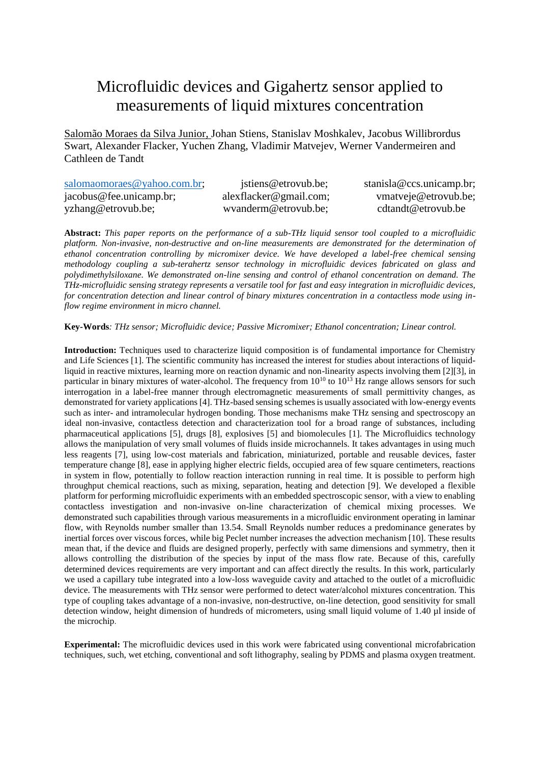# Microfluidic devices and Gigahertz sensor applied to measurements of liquid mixtures concentration

Salomão Moraes da Silva Junior, Johan Stiens, Stanislav Moshkalev, Jacobus Willibrordus Swart, Alexander Flacker, Yuchen Zhang, Vladimir Matvejev, Werner Vandermeiren and Cathleen de Tandt

salomaomoraes@yahoo.com.br; jstiens@etrovub.be; stanisla@ccs.unicamp.br; jacobus@fee.unicamp.br; alexflacker@gmail.com; vmatveje@etrovub.be; yzhang@etrovub.be; wvanderm@etrovub.be; cdtandt@etrovub.be

**Abstract:** *This paper reports on the performance of a sub-THz liquid sensor tool coupled to a microfluidic platform. Non-invasive, non-destructive and on-line measurements are demonstrated for the determination of ethanol concentration controlling by micromixer device. We have developed a label-free chemical sensing methodology coupling a sub-terahertz sensor technology in microfluidic devices fabricated on glass and polydimethylsiloxane. We demonstrated on-line sensing and control of ethanol concentration on demand. The THz-microfluidic sensing strategy represents a versatile tool for fast and easy integration in microfluidic devices, for concentration detection and linear control of binary mixtures concentration in a contactless mode using in-flow regime environment in micro channel.*

**Key-Words***: THz sensor; Microfluidic device; Passive Micromixer; Ethanol concentration; Linear control.*

**Introduction:** Techniques used to characterize liquid composition is of fundamental importance for Chemistry and Life Sciences [1]. The scientific community has increased the interest for studies about interactions of liquid-liquid in reactive mixtures, learning more on reaction dynamic and non-linearity aspects involving them [2][3], in particular in binary mixtures of water-alcohol. The frequency from $10^{10}$ to $10^{13}$ Hz range allows sensors for such interrogation in a label-free manner through electromagnetic measurements of small permittivity changes, as demonstrated for variety applications [4]. THz-based sensing schemes is usually associated with low-energy events such as inter- and intramolecular hydrogen bonding. Those mechanisms make THz sensing and spectroscopy an ideal non-invasive, contactless detection and characterization tool for a broad range of substances, including pharmaceutical applications [5], drugs [8], explosives [5] and biomolecules [1]. The Microfluidics technology allows the manipulation of very small volumes of fluids inside microchannels. It takes advantages in using much less reagents [7], using low-cost materials and fabrication, miniaturized, portable and reusable devices, faster temperature change [8], ease in applying higher electric fields, occupied area of few square centimeters, reactions in system in flow, potentially to follow reaction interaction running in real time. It is possible to perform high throughput chemical reactions, such as mixing, separation, heating and detection [9]. We developed a flexible platform for performing microfluidic experiments with an embedded spectroscopic sensor, with a view to enabling contactless investigation and non-invasive on-line characterization of chemical mixing processes. We demonstrated such capabilities through various measurements in a microfluidic environment operating in laminar flow, with Reynolds number smaller than 13.54. Small Reynolds number reduces a predominance generates by inertial forces over viscous forces, while big Peclet number increases the advection mechanism [10]. These results mean that, if the device and fluids are designed properly, perfectly with same dimensions and symmetry, then it allows controlling the distribution of the species by input of the mass flow rate. Because of this, carefully determined devices requirements are very important and can affect directly the results. In this work, particularly we used a capillary tube integrated into a low-loss waveguide cavity and attached to the outlet of a microfluidic device. The measurements with THz sensor were performed to detect water/alcohol mixtures concentration. This type of coupling takes advantage of a non-invasive, non-destructive, on-line detection, good sensitivity for small detection window, height dimension of hundreds of micrometers, using small liquid volume of 1.40 µl inside of the microchip.

**Experimental:** The microfluidic devices used in this work were fabricated using conventional microfabrication techniques, such, wet etching, conventional and soft lithography, sealing by PDMS and plasma oxygen treatment.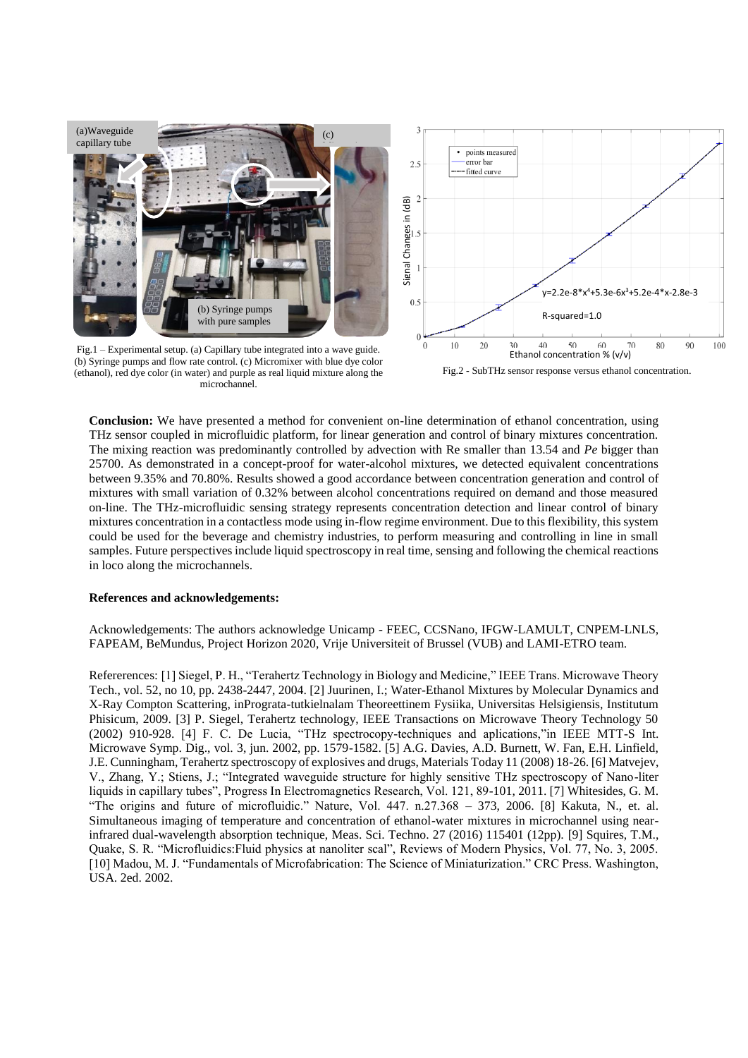(a)Waveguide capillary tube

(c)

(b) Syringe pumps with pure samples

Fig.1 – Experimental setup. (a) Capillary tube integrated into a wave guide. (b) Syringe pumps and flow rate control. (c) Micromixer with blue dye color (ethanol), red dye color (in water) and purple as real liquid mixture along the microchannel.

Signal Changes in (dB)

Ethanol concentration % (v/v)

0, 0.5, 1, 1.5, 2, 2.5, 3

0, 10, 20, 30, 40, 50, 60, 70, 80, 90, 100

points measured

error bar

fitted curve

$y=2.2e\text{-}8*x^4+5.3e\text{-}6x^3+5.2e\text{-}4*x\text{-}2.8e\text{-}3$

R-squared=1.0

Fig.2 - SubTHz sensor response versus ethanol concentration.

**Conclusion:** We have presented a method for convenient on-line determination of ethanol concentration, using THz sensor coupled in microfluidic platform, for linear generation and control of binary mixtures concentration. The mixing reaction was predominantly controlled by advection with Re smaller than 13.54 and *Pe* bigger than 25700. As demonstrated in a concept-proof for water-alcohol mixtures, we detected equivalent concentrations between 9.35% and 70.80%. Results showed a good accordance between concentration generation and control of mixtures with small variation of 0.32% between alcohol concentrations required on demand and those measured on-line. The THz-microfluidic sensing strategy represents concentration detection and linear control of binary mixtures concentration in a contactless mode using in-flow regime environment. Due to this flexibility, this system could be used for the beverage and chemistry industries, to perform measuring and controlling in line in small samples. Future perspectives include liquid spectroscopy in real time, sensing and following the chemical reactions in loco along the microchannels.

**References and acknowledgements:**

Acknowledgements: The authors acknowledge Unicamp - FEEC, CCSNano, IFGW-LAMULT, CNPEM-LNLS, FAPEAM, BeMundus, Project Horizon 2020, Vrije Universiteit of Brussel (VUB) and LAMI-ETRO team.

Refererences: [1] Siegel, P. H., "Terahertz Technology in Biology and Medicine," IEEE Trans. Microwave Theory Tech., vol. 52, no 10, pp. 2438-2447, 2004. [2] Juurinen, I.; Water-Ethanol Mixtures by Molecular Dynamics and X-Ray Compton Scattering, inPrograta-tutkielnalam Theoreettinem Fysiika, Universitas Helsigiensis, Institutum Phisicum, 2009. [3] P. Siegel, Terahertz technology, IEEE Transactions on Microwave Theory Technology 50 (2002) 910-928. [4] F. C. De Lucia, "THz spectrocopy-techniques and aplications,"in IEEE MTT-S Int. Microwave Symp. Dig., vol. 3, jun. 2002, pp. 1579-1582. [5] A.G. Davies, A.D. Burnett, W. Fan, E.H. Linfield, J.E. Cunningham, Terahertz spectroscopy of explosives and drugs, Materials Today 11 (2008) 18-26. [6] Matvejev, V., Zhang, Y.; Stiens, J.; "Integrated waveguide structure for highly sensitive THz spectroscopy of Nano-liter liquids in capillary tubes", Progress In Electromagnetics Research, Vol. 121, 89-101, 2011. [7] Whitesides, G. M. "The origins and future of microfluidic." Nature, Vol. 447. n.27.368 – 373, 2006. [8] Kakuta, N., et. al. Simultaneous imaging of temperature and concentration of ethanol-water mixtures in microchannel using near-infrared dual-wavelength absorption technique, Meas. Sci. Techno. 27 (2016) 115401 (12pp). [9] Squires, T.M., Quake, S. R. "Microfluidics:Fluid physics at nanoliter scal", Reviews of Modern Physics, Vol. 77, No. 3, 2005. [10] Madou, M. J. "Fundamentals of Microfabrication: The Science of Miniaturization." CRC Press. Washington, USA. 2ed. 2002.